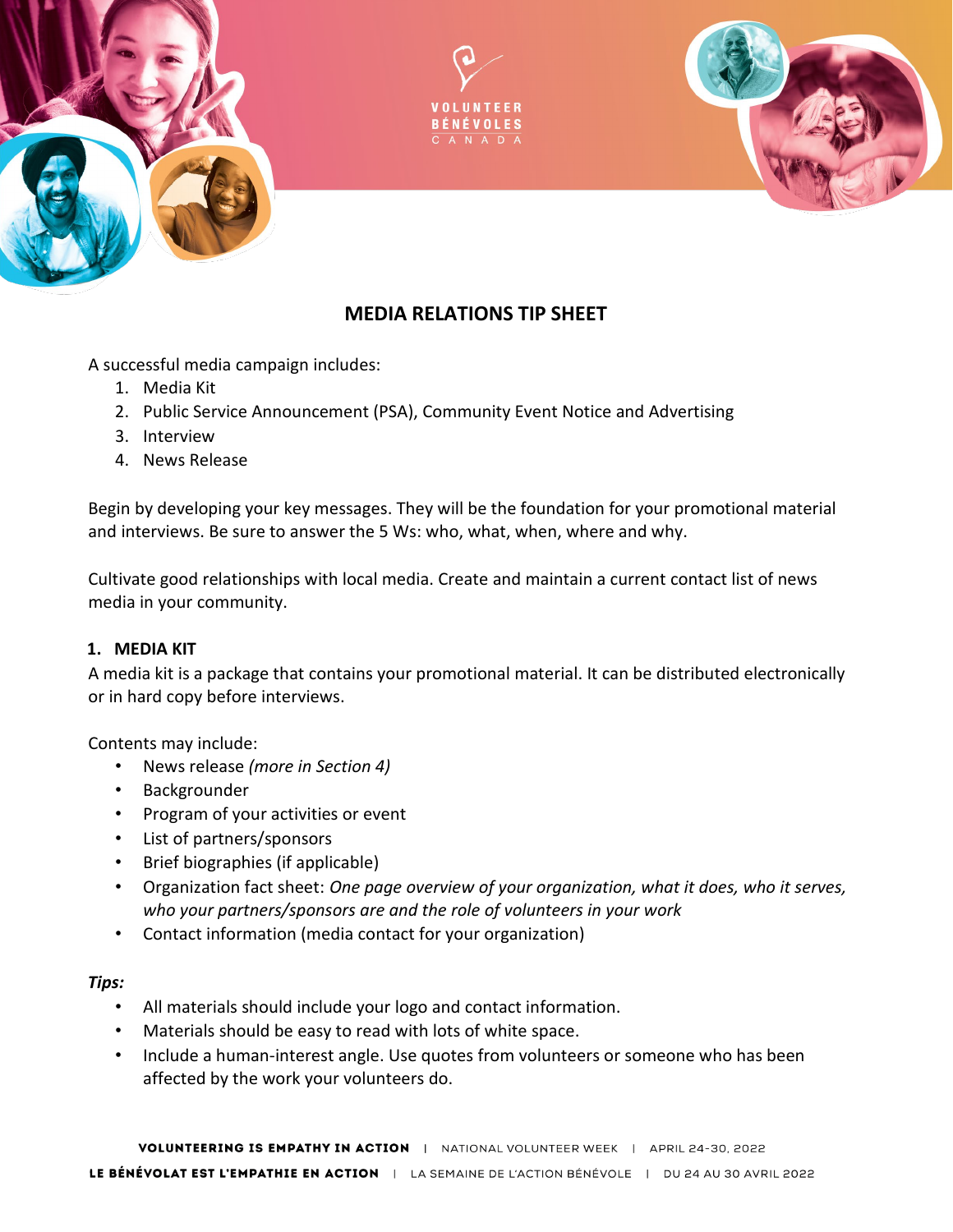# MEDIA RELATIONS TIP SHEET

A successful media campaign includes:

1. Media Kit
2. Public Service Announcement (PSA), Community Event Notice and Advertising
3. Interview
4. News Release

Begin by developing your key messages. They will be the foundation for your promotional material and interviews. Be sure to answer the 5 Ws: who, what, when, where and why.

Cultivate good relationships with local media. Create and maintain a current contact list of news media in your community.

## 1. MEDIA KIT

A media kit is a package that contains your promotional material. It can be distributed electronically or in hard copy before interviews.

Contents may include:

- News release *(more in Section 4)*
- Backgrounder
- Program of your activities or event
- List of partners/sponsors
- Brief biographies (if applicable)
- Organization fact sheet: *One page overview of your organization, what it does, who it serves, who your partners/sponsors are and the role of volunteers in your work*
- Contact information (media contact for your organization)

***Tips:***

- All materials should include your logo and contact information.
- Materials should be easy to read with lots of white space.
- Include a human-interest angle. Use quotes from volunteers or someone who has been affected by the work your volunteers do.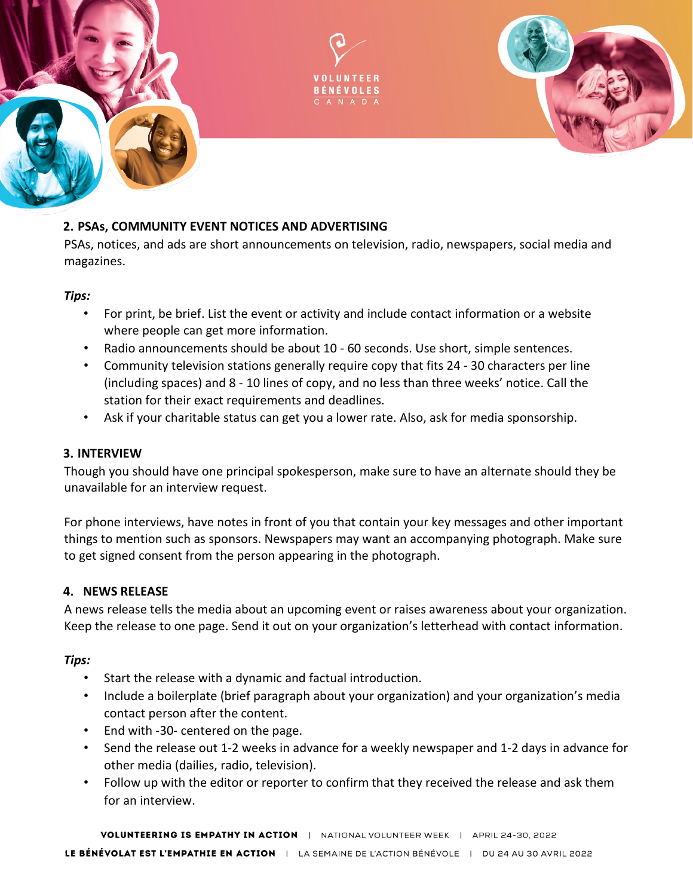## 2. PSAs, COMMUNITY EVENT NOTICES AND ADVERTISING

PSAs, notices, and ads are short announcements on television, radio, newspapers, social media and magazines.

*Tips:*

- For print, be brief. List the event or activity and include contact information or a website where people can get more information.
- Radio announcements should be about 10 - 60 seconds. Use short, simple sentences.
- Community television stations generally require copy that fits 24 - 30 characters per line (including spaces) and 8 - 10 lines of copy, and no less than three weeks' notice. Call the station for their exact requirements and deadlines.
- Ask if your charitable status can get you a lower rate. Also, ask for media sponsorship.

## 3. INTERVIEW

Though you should have one principal spokesperson, make sure to have an alternate should they be unavailable for an interview request.

For phone interviews, have notes in front of you that contain your key messages and other important things to mention such as sponsors. Newspapers may want an accompanying photograph. Make sure to get signed consent from the person appearing in the photograph.

## 4. NEWS RELEASE

A news release tells the media about an upcoming event or raises awareness about your organization. Keep the release to one page. Send it out on your organization's letterhead with contact information.

*Tips:*

- Start the release with a dynamic and factual introduction.
- Include a boilerplate (brief paragraph about your organization) and your organization's media contact person after the content.
- End with -30- centered on the page.
- Send the release out 1-2 weeks in advance for a weekly newspaper and 1-2 days in advance for other media (dailies, radio, television).
- Follow up with the editor or reporter to confirm that they received the release and ask them for an interview.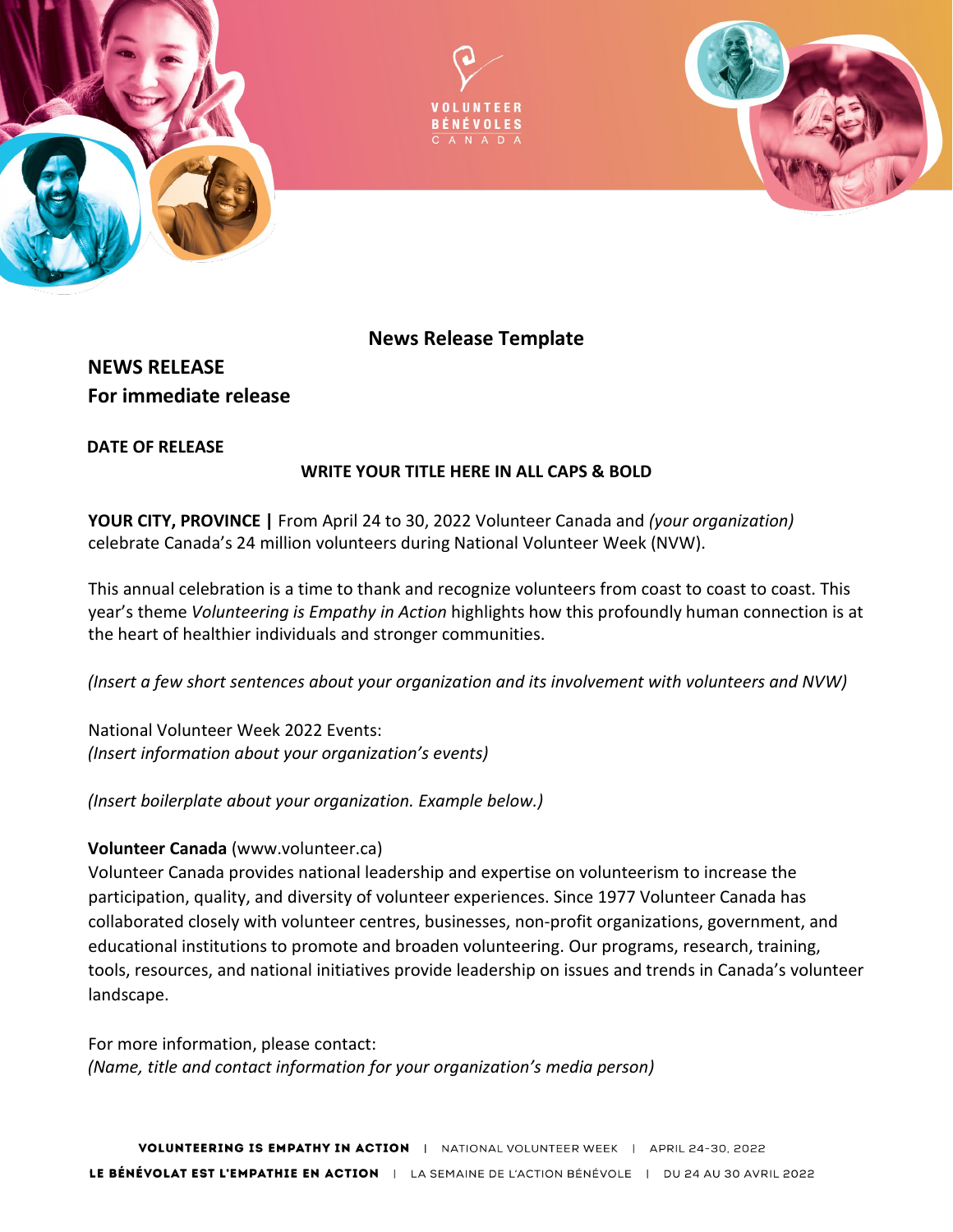VOLUNTEER
BÉNÉVOLES
CANADA

## News Release Template

**NEWS RELEASE**
**For immediate release**

**DATE OF RELEASE**

**WRITE YOUR TITLE HERE IN ALL CAPS & BOLD**

**YOUR CITY, PROVINCE |** From April 24 to 30, 2022 Volunteer Canada and *(your organization)* celebrate Canada's 24 million volunteers during National Volunteer Week (NVW).

This annual celebration is a time to thank and recognize volunteers from coast to coast. This year's theme *Volunteering is Empathy in Action* highlights how this profoundly human connection is at the heart of healthier individuals and stronger communities.

*(Insert a few short sentences about your organization and its involvement with volunteers and NVW)*

National Volunteer Week 2022 Events:
*(Insert information about your organization's events)*

*(Insert boilerplate about your organization. Example below.)*

**Volunteer Canada** (www.volunteer.ca)
Volunteer Canada provides national leadership and expertise on volunteerism to increase the participation, quality, and diversity of volunteer experiences. Since 1977 Volunteer Canada has collaborated closely with volunteer centres, businesses, non-profit organizations, government, and educational institutions to promote and broaden volunteering. Our programs, research, training, tools, resources, and national initiatives provide leadership on issues and trends in Canada's volunteer landscape.

For more information, please contact:
*(Name, title and contact information for your organization's media person)*

**VOLUNTEERING IS EMPATHY IN ACTION** | NATIONAL VOLUNTEER WEEK | APRIL 24-30, 2022
**LE BÉNÉVOLAT EST L'EMPATHIE EN ACTION** | LA SEMAINE DE L'ACTION BÉNÉVOLE | DU 24 AU 30 AVRIL 2022